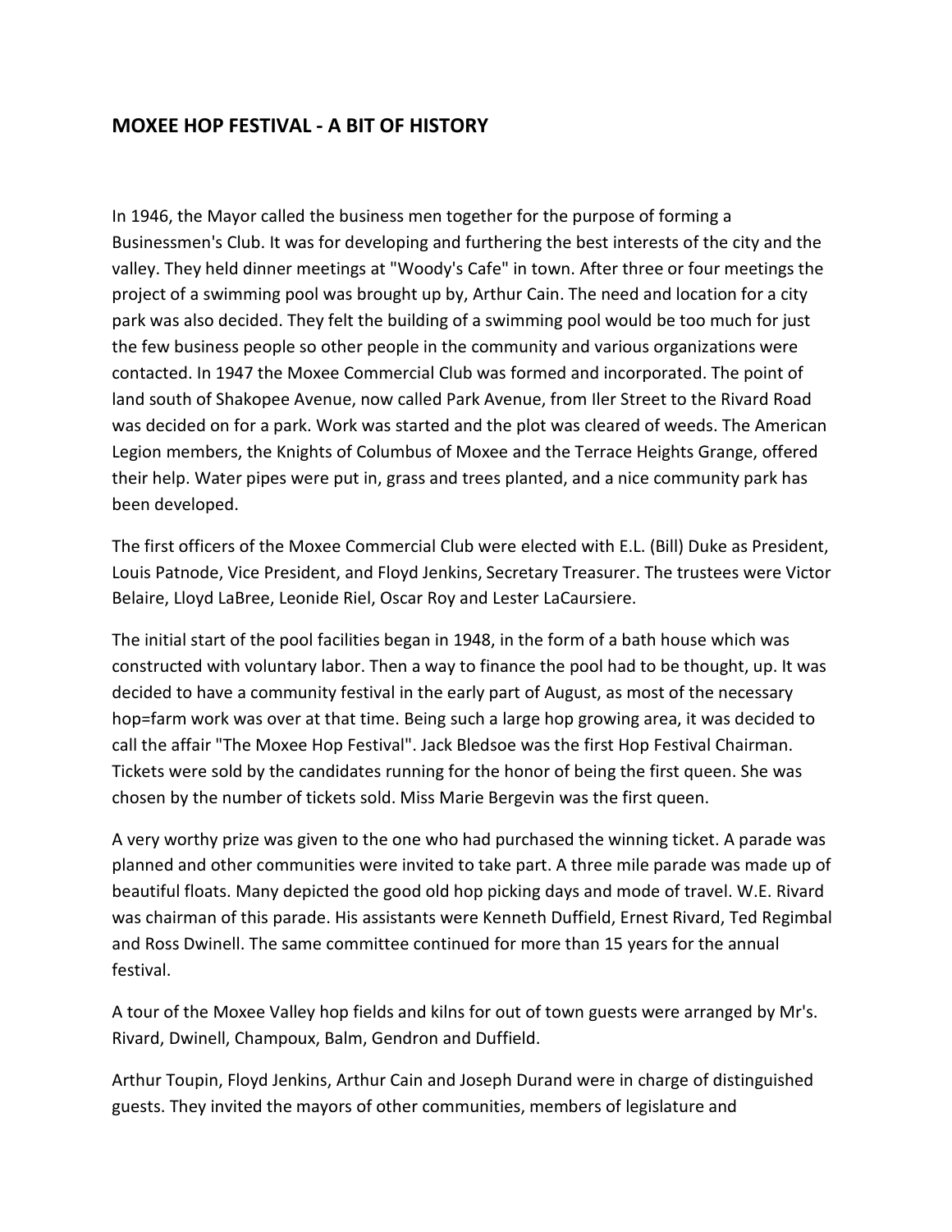# MOXEE HOP FESTIVAL - A BIT OF HISTORY

In 1946, the Mayor called the business men together for the purpose of forming a Businessmen's Club. It was for developing and furthering the best interests of the city and the valley. They held dinner meetings at "Woody's Cafe" in town. After three or four meetings the project of a swimming pool was brought up by, Arthur Cain. The need and location for a city park was also decided. They felt the building of a swimming pool would be too much for just the few business people so other people in the community and various organizations were contacted. In 1947 the Moxee Commercial Club was formed and incorporated. The point of land south of Shakopee Avenue, now called Park Avenue, from Iler Street to the Rivard Road was decided on for a park. Work was started and the plot was cleared of weeds. The American Legion members, the Knights of Columbus of Moxee and the Terrace Heights Grange, offered their help. Water pipes were put in, grass and trees planted, and a nice community park has been developed.

The first officers of the Moxee Commercial Club were elected with E.L. (Bill) Duke as President, Louis Patnode, Vice President, and Floyd Jenkins, Secretary Treasurer. The trustees were Victor Belaire, Lloyd LaBree, Leonide Riel, Oscar Roy and Lester LaCaursiere.

The initial start of the pool facilities began in 1948, in the form of a bath house which was constructed with voluntary labor. Then a way to finance the pool had to be thought, up. It was decided to have a community festival in the early part of August, as most of the necessary hop=farm work was over at that time. Being such a large hop growing area, it was decided to call the affair "The Moxee Hop Festival". Jack Bledsoe was the first Hop Festival Chairman. Tickets were sold by the candidates running for the honor of being the first queen. She was chosen by the number of tickets sold. Miss Marie Bergevin was the first queen.

A very worthy prize was given to the one who had purchased the winning ticket. A parade was planned and other communities were invited to take part. A three mile parade was made up of beautiful floats. Many depicted the good old hop picking days and mode of travel. W.E. Rivard was chairman of this parade. His assistants were Kenneth Duffield, Ernest Rivard, Ted Regimbal and Ross Dwinell. The same committee continued for more than 15 years for the annual festival.

A tour of the Moxee Valley hop fields and kilns for out of town guests were arranged by Mr's. Rivard, Dwinell, Champoux, Balm, Gendron and Duffield.

Arthur Toupin, Floyd Jenkins, Arthur Cain and Joseph Durand were in charge of distinguished guests. They invited the mayors of other communities, members of legislature and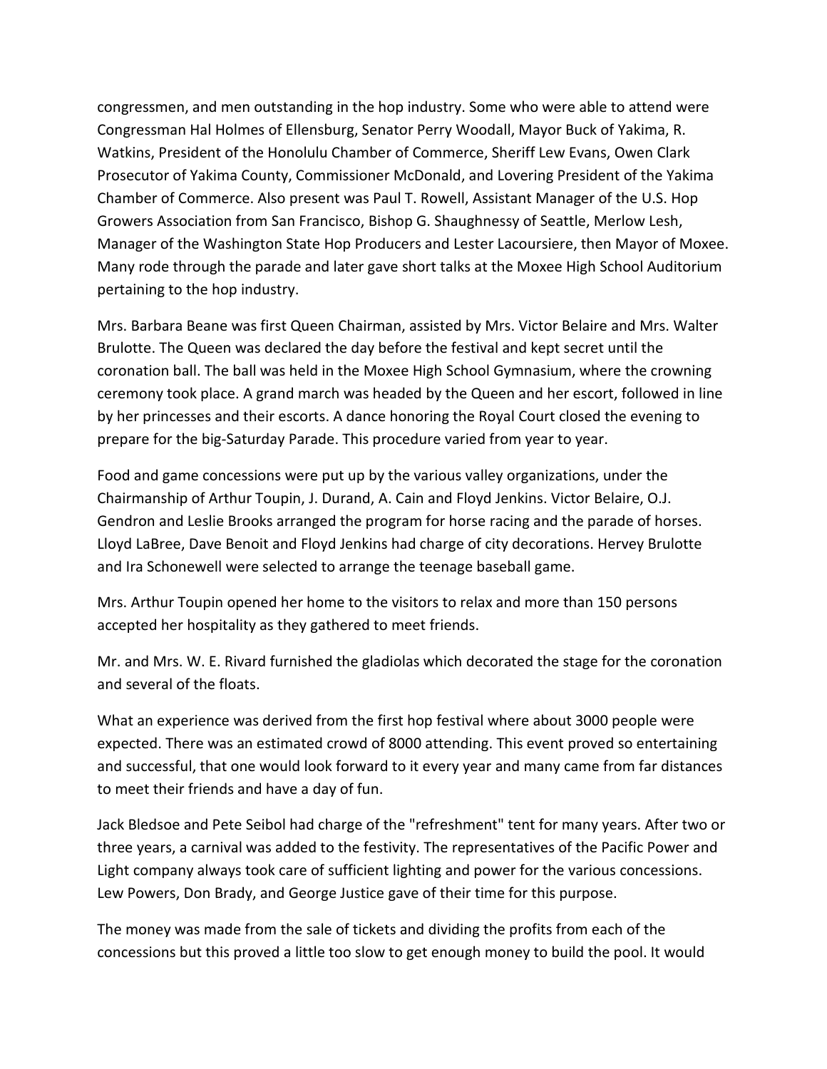congressmen, and men outstanding in the hop industry. Some who were able to attend were Congressman Hal Holmes of Ellensburg, Senator Perry Woodall, Mayor Buck of Yakima, R. Watkins, President of the Honolulu Chamber of Commerce, Sheriff Lew Evans, Owen Clark Prosecutor of Yakima County, Commissioner McDonald, and Lovering President of the Yakima Chamber of Commerce. Also present was Paul T. Rowell, Assistant Manager of the U.S. Hop Growers Association from San Francisco, Bishop G. Shaughnessy of Seattle, Merlow Lesh, Manager of the Washington State Hop Producers and Lester Lacoursiere, then Mayor of Moxee. Many rode through the parade and later gave short talks at the Moxee High School Auditorium pertaining to the hop industry.

Mrs. Barbara Beane was first Queen Chairman, assisted by Mrs. Victor Belaire and Mrs. Walter Brulotte. The Queen was declared the day before the festival and kept secret until the coronation ball. The ball was held in the Moxee High School Gymnasium, where the crowning ceremony took place. A grand march was headed by the Queen and her escort, followed in line by her princesses and their escorts. A dance honoring the Royal Court closed the evening to prepare for the big-Saturday Parade. This procedure varied from year to year.

Food and game concessions were put up by the various valley organizations, under the Chairmanship of Arthur Toupin, J. Durand, A. Cain and Floyd Jenkins. Victor Belaire, O.J. Gendron and Leslie Brooks arranged the program for horse racing and the parade of horses. Lloyd LaBree, Dave Benoit and Floyd Jenkins had charge of city decorations. Hervey Brulotte and Ira Schonewell were selected to arrange the teenage baseball game.

Mrs. Arthur Toupin opened her home to the visitors to relax and more than 150 persons accepted her hospitality as they gathered to meet friends.

Mr. and Mrs. W. E. Rivard furnished the gladiolas which decorated the stage for the coronation and several of the floats.

What an experience was derived from the first hop festival where about 3000 people were expected. There was an estimated crowd of 8000 attending. This event proved so entertaining and successful, that one would look forward to it every year and many came from far distances to meet their friends and have a day of fun.

Jack Bledsoe and Pete Seibol had charge of the "refreshment" tent for many years. After two or three years, a carnival was added to the festivity. The representatives of the Pacific Power and Light company always took care of sufficient lighting and power for the various concessions. Lew Powers, Don Brady, and George Justice gave of their time for this purpose.

The money was made from the sale of tickets and dividing the profits from each of the concessions but this proved a little too slow to get enough money to build the pool. It would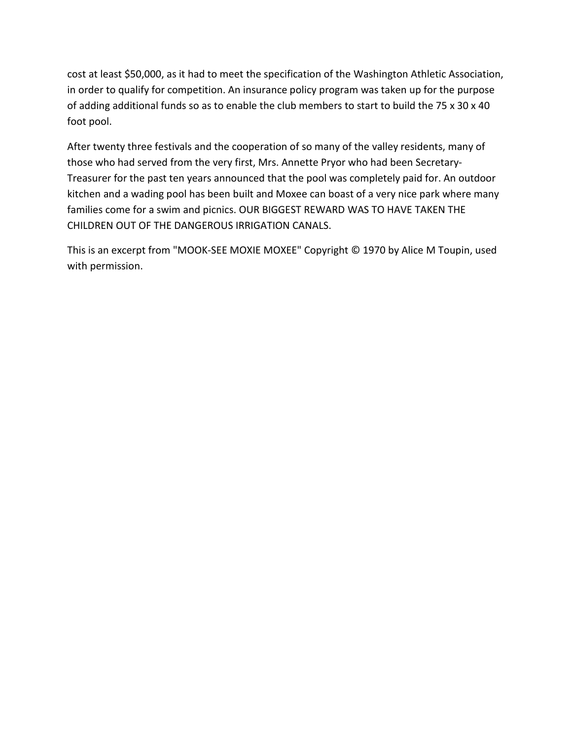cost at least $50,000, as it had to meet the specification of the Washington Athletic Association, in order to qualify for competition. An insurance policy program was taken up for the purpose of adding additional funds so as to enable the club members to start to build the 75 x 30 x 40 foot pool.

After twenty three festivals and the cooperation of so many of the valley residents, many of those who had served from the very first, Mrs. Annette Pryor who had been Secretary-Treasurer for the past ten years announced that the pool was completely paid for. An outdoor kitchen and a wading pool has been built and Moxee can boast of a very nice park where many families come for a swim and picnics. OUR BIGGEST REWARD WAS TO HAVE TAKEN THE CHILDREN OUT OF THE DANGEROUS IRRIGATION CANALS.

This is an excerpt from "MOOK-SEE MOXIE MOXEE" Copyright © 1970 by Alice M Toupin, used with permission.